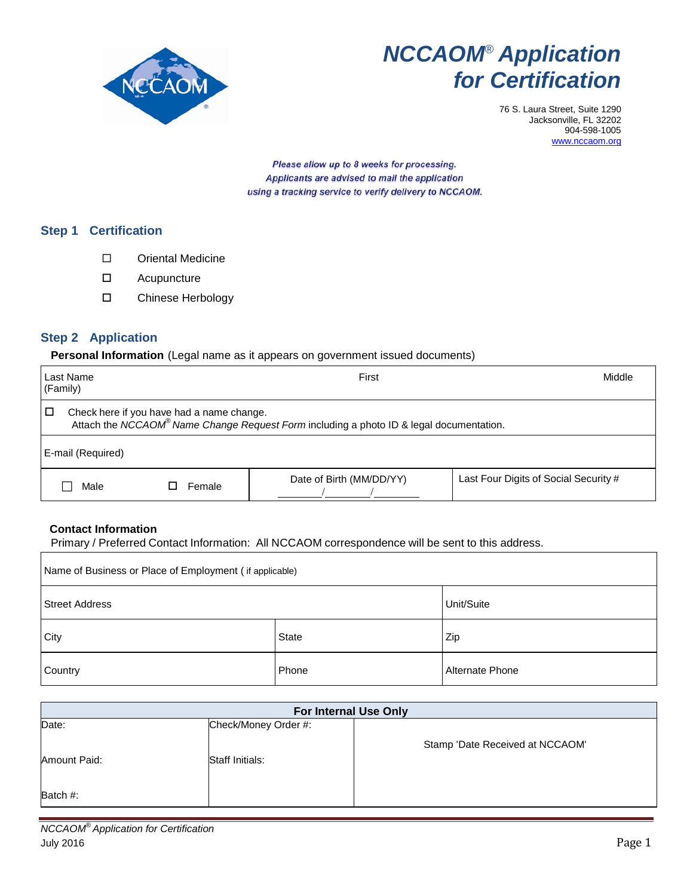# NCCAOM® Application for Certification

76 S. Laura Street, Suite 1290
Jacksonville, FL 32202
904-598-1005
www.nccaom.org

*Please allow up to 8 weeks for processing.*
*Applicants are advised to mail the application using a tracking service to verify delivery to NCCAOM.*

## Step 1 Certification

- ☐ Oriental Medicine
- ☐ Acupuncture
- ☐ Chinese Herbology

## Step 2 Application

**Personal Information** (Legal name as it appears on government issued documents)

| Last Name (Family) | First | Middle |
|---|---|---|
| ☐ Check here if you have had a name change. Attach the *NCCAOM® Name Change Request Form* including a photo ID & legal documentation. | | |
| E-mail (Required) | | |
| ☐ Male ☐ Female | Date of Birth (MM/DD/YY) \_\_\_\_/\_\_\_\_/\_\_\_\_ | Last Four Digits of Social Security # |

**Contact Information**

Primary / Preferred Contact Information: All NCCAOM correspondence will be sent to this address.

| Name of Business or Place of Employment ( if applicable) | | |
|---|---|---|
| Street Address | | Unit/Suite |
| City | State | Zip |
| Country | Phone | Alternate Phone |

| For Internal Use Only | | |
|---|---|---|
| Date: | Check/Money Order #: | Stamp 'Date Received at NCCAOM' |
| Amount Paid: | Staff Initials: | |
| Batch #: | | |

*NCCAOM® Application for Certification*
July 2016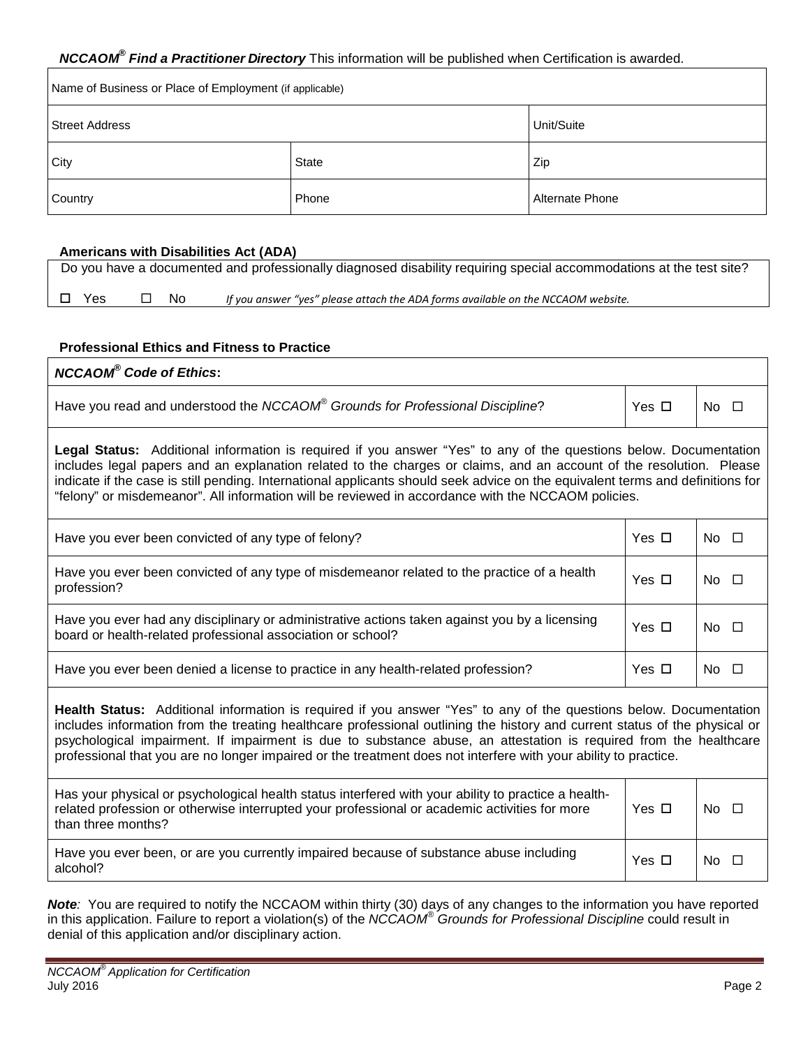***NCCAOM® Find a Practitioner Directory*** This information will be published when Certification is awarded.

| Name of Business or Place of Employment (if applicable) | | |
|---|---|---|
| Street Address | | Unit/Suite |
| City | State | Zip |
| Country | Phone | Alternate Phone |

**Americans with Disabilities Act (ADA)**

Do you have a documented and professionally diagnosed disability requiring special accommodations at the test site?

☐ Yes ☐ No *If you answer "yes" please attach the ADA forms available on the NCCAOM website.*

**Professional Ethics and Fitness to Practice**

***NCCAOM® Code of Ethics*:**

| Question | Yes | No |
|---|---|---|
| Have you read and understood the *NCCAOM® Grounds for Professional Discipline*? | Yes ☐ | No ☐ |

**Legal Status:** Additional information is required if you answer "Yes" to any of the questions below. Documentation includes legal papers and an explanation related to the charges or claims, and an account of the resolution. Please indicate if the case is still pending. International applicants should seek advice on the equivalent terms and definitions for "felony" or misdemeanor". All information will be reviewed in accordance with the NCCAOM policies.

| Question | Yes | No |
|---|---|---|
| Have you ever been convicted of any type of felony? | Yes ☐ | No ☐ |
| Have you ever been convicted of any type of misdemeanor related to the practice of a health profession? | Yes ☐ | No ☐ |
| Have you ever had any disciplinary or administrative actions taken against you by a licensing board or health-related professional association or school? | Yes ☐ | No ☐ |
| Have you ever been denied a license to practice in any health-related profession? | Yes ☐ | No ☐ |

**Health Status:** Additional information is required if you answer "Yes" to any of the questions below. Documentation includes information from the treating healthcare professional outlining the history and current status of the physical or psychological impairment. If impairment is due to substance abuse, an attestation is required from the healthcare professional that you are no longer impaired or the treatment does not interfere with your ability to practice.

| Question | Yes | No |
|---|---|---|
| Has your physical or psychological health status interfered with your ability to practice a health-related profession or otherwise interrupted your professional or academic activities for more than three months? | Yes ☐ | No ☐ |
| Have you ever been, or are you currently impaired because of substance abuse including alcohol? | Yes ☐ | No ☐ |

***Note**:* You are required to notify the NCCAOM within thirty (30) days of any changes to the information you have reported in this application. Failure to report a violation(s) of the *NCCAOM® Grounds for Professional Discipline* could result in denial of this application and/or disciplinary action.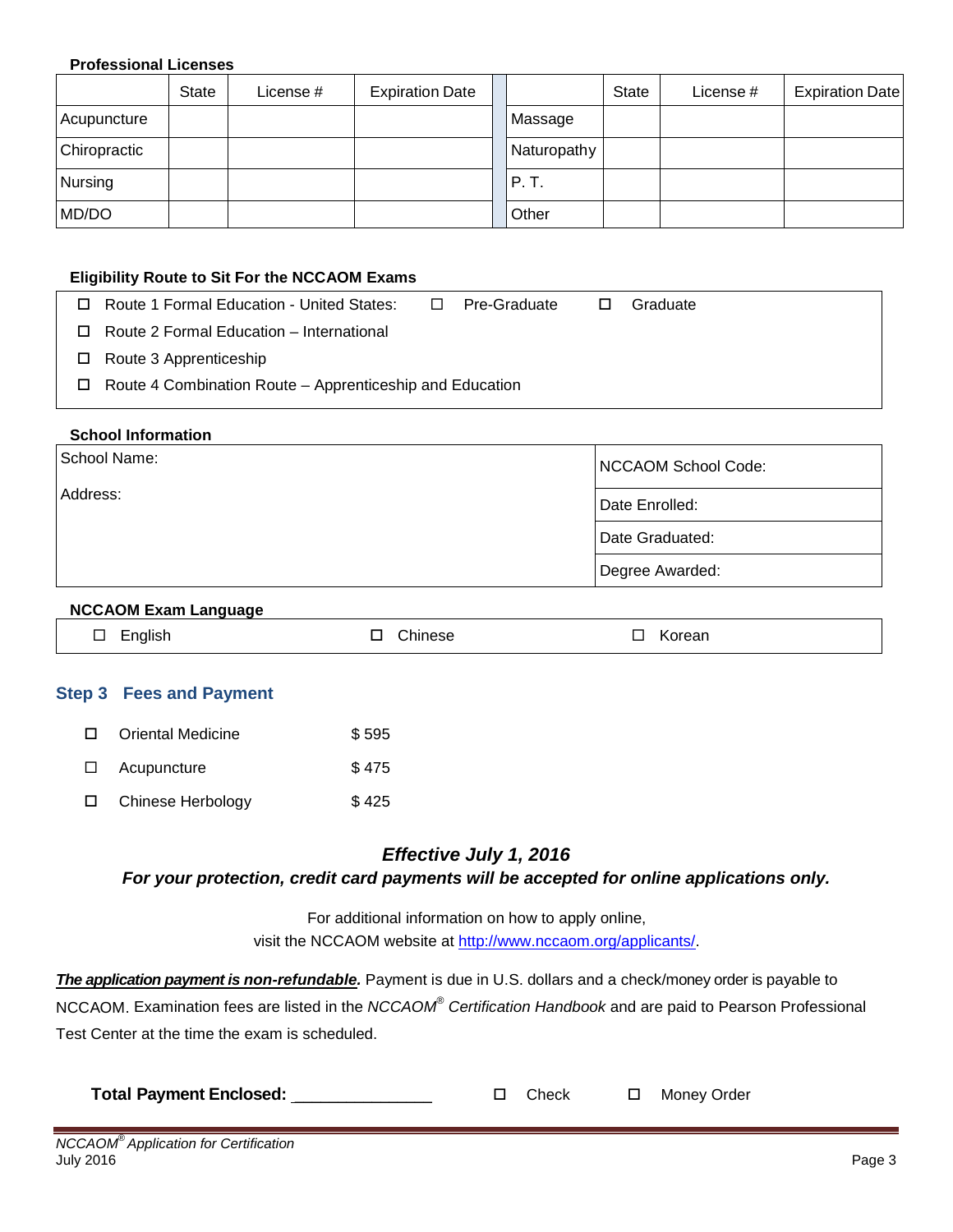**Professional Licenses**

| | State | License # | Expiration Date | | State | License # | Expiration Date |
|---|---|---|---|---|---|---|---|
| Acupuncture | | | | Massage | | | |
| Chiropractic | | | | Naturopathy | | | |
| Nursing | | | | P. T. | | | |
| MD/DO | | | | Other | | | |

**Eligibility Route to Sit For the NCCAOM Exams**

- ☐ Route 1 Formal Education - United States: ☐ Pre-Graduate ☐ Graduate
- ☐ Route 2 Formal Education – International
- ☐ Route 3 Apprenticeship
- ☐ Route 4 Combination Route – Apprenticeship and Education

**School Information**

| School Name: | NCCAOM School Code: |
|---|---|
| Address: | Date Enrolled: |
| | Date Graduated: |
| | Degree Awarded: |

**NCCAOM Exam Language**

☐ English ☐ Chinese ☐ Korean

## Step 3 Fees and Payment

- ☐ Oriental Medicine $ 595
- ☐ Acupuncture $ 475
- ☐ Chinese Herbology $ 425

***Effective July 1, 2016***

***For your protection, credit card payments will be accepted for online applications only.***

For additional information on how to apply online,
visit the NCCAOM website at http://www.nccaom.org/applicants/.

***The application payment is non-refundable.*** Payment is due in U.S. dollars and a check/money order is payable to NCCAOM. Examination fees are listed in the *NCCAOM® Certification Handbook* and are paid to Pearson Professional Test Center at the time the exam is scheduled.

**Total Payment Enclosed:** _______________ ☐ Check ☐ Money Order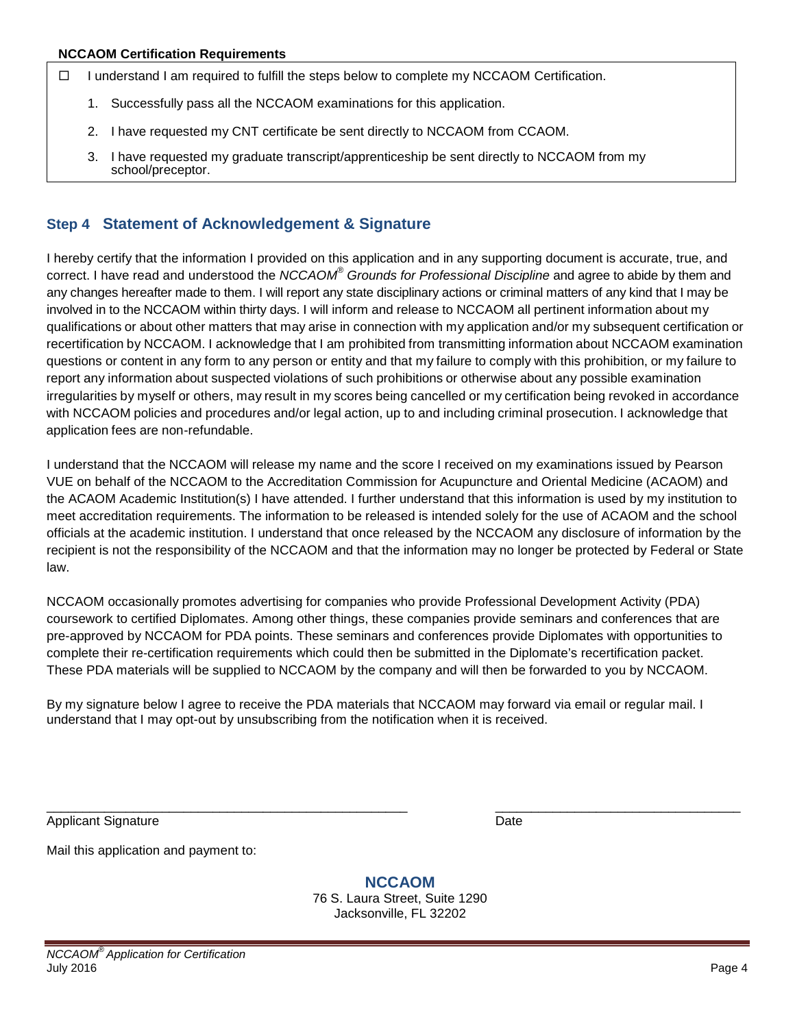**NCCAOM Certification Requirements**

☐ I understand I am required to fulfill the steps below to complete my NCCAOM Certification.

1. Successfully pass all the NCCAOM examinations for this application.
2. I have requested my CNT certificate be sent directly to NCCAOM from CCAOM.
3. I have requested my graduate transcript/apprenticeship be sent directly to NCCAOM from my school/preceptor.

## Step 4 Statement of Acknowledgement & Signature

I hereby certify that the information I provided on this application and in any supporting document is accurate, true, and correct. I have read and understood the *NCCAOM® Grounds for Professional Discipline* and agree to abide by them and any changes hereafter made to them. I will report any state disciplinary actions or criminal matters of any kind that I may be involved in to the NCCAOM within thirty days. I will inform and release to NCCAOM all pertinent information about my qualifications or about other matters that may arise in connection with my application and/or my subsequent certification or recertification by NCCAOM. I acknowledge that I am prohibited from transmitting information about NCCAOM examination questions or content in any form to any person or entity and that my failure to comply with this prohibition, or my failure to report any information about suspected violations of such prohibitions or otherwise about any possible examination irregularities by myself or others, may result in my scores being cancelled or my certification being revoked in accordance with NCCAOM policies and procedures and/or legal action, up to and including criminal prosecution. I acknowledge that application fees are non-refundable.

I understand that the NCCAOM will release my name and the score I received on my examinations issued by Pearson VUE on behalf of the NCCAOM to the Accreditation Commission for Acupuncture and Oriental Medicine (ACAOM) and the ACAOM Academic Institution(s) I have attended. I further understand that this information is used by my institution to meet accreditation requirements. The information to be released is intended solely for the use of ACAOM and the school officials at the academic institution. I understand that once released by the NCCAOM any disclosure of information by the recipient is not the responsibility of the NCCAOM and that the information may no longer be protected by Federal or State law.

NCCAOM occasionally promotes advertising for companies who provide Professional Development Activity (PDA) coursework to certified Diplomates. Among other things, these companies provide seminars and conferences that are pre-approved by NCCAOM for PDA points. These seminars and conferences provide Diplomates with opportunities to complete their re-certification requirements which could then be submitted in the Diplomate's recertification packet. These PDA materials will be supplied to NCCAOM by the company and will then be forwarded to you by NCCAOM.

By my signature below I agree to receive the PDA materials that NCCAOM may forward via email or regular mail. I understand that I may opt-out by unsubscribing from the notification when it is received.

\_\_\_\_\_\_\_\_\_\_\_\_\_\_\_\_\_\_\_\_\_\_\_\_\_\_\_\_\_\_\_\_\_\_\_\_\_\_\_\_ \_\_\_\_\_\_\_\_\_\_\_\_\_\_\_\_\_\_\_\_\_\_\_\_\_\_\_\_

Applicant Signature Date

Mail this application and payment to:

**NCCAOM**
76 S. Laura Street, Suite 1290
Jacksonville, FL 32202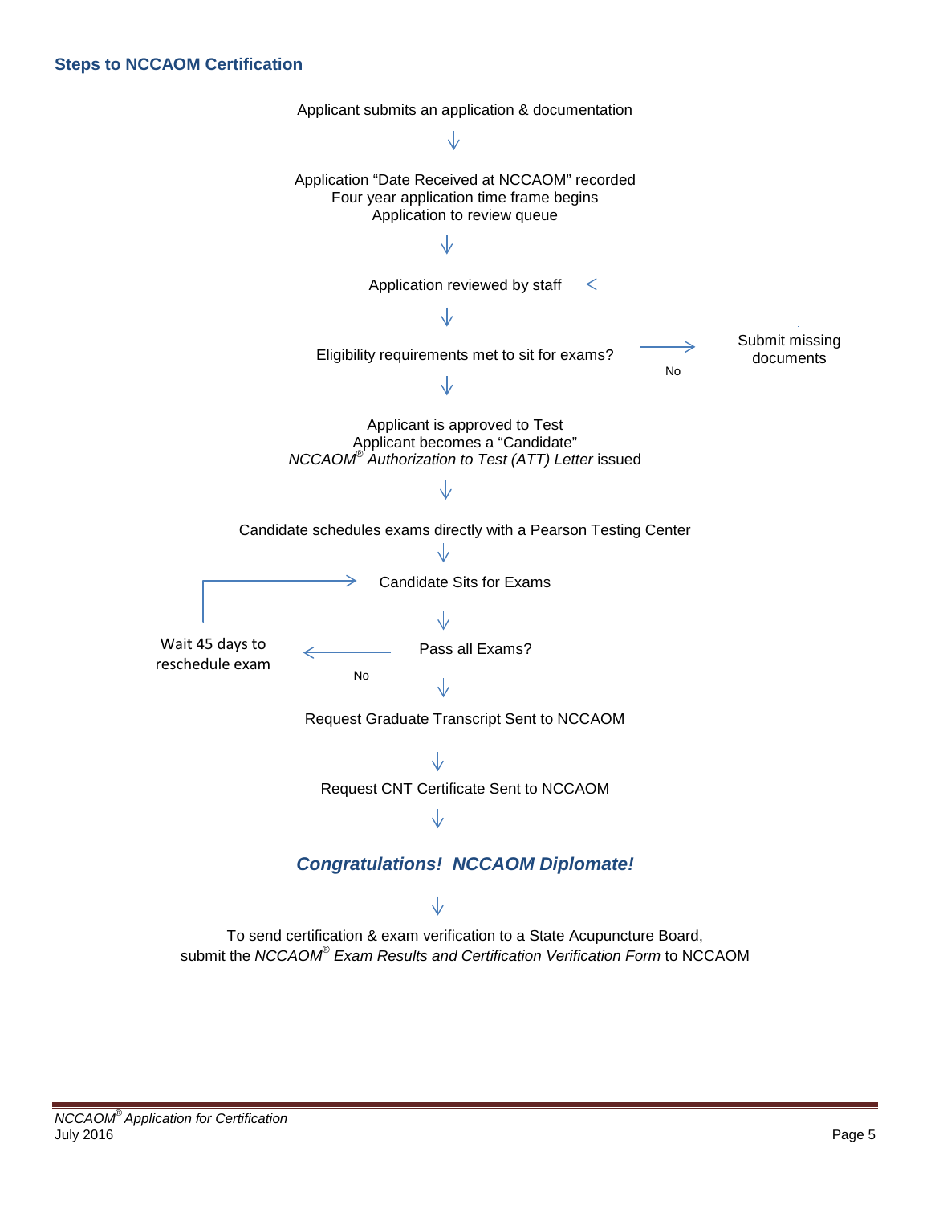### Steps to NCCAOM Certification

Applicant submits an application & documentation

↓

Application "Date Received at NCCAOM" recorded
Four year application time frame begins
Application to review queue

↓

Application reviewed by staff

↓

Eligibility requirements met to sit for exams? → No → Submit missing documents → (back to Application reviewed by staff)

↓

Applicant is approved to Test
Applicant becomes a "Candidate"
*NCCAOM® Authorization to Test (ATT) Letter* issued

↓

Candidate schedules exams directly with a Pearson Testing Center

↓

Candidate Sits for Exams

↓

Pass all Exams? → No → Wait 45 days to reschedule exam → (back to Candidate Sits for Exams)

↓

Request Graduate Transcript Sent to NCCAOM

↓

Request CNT Certificate Sent to NCCAOM

↓

***Congratulations! NCCAOM Diplomate!***

↓

To send certification & exam verification to a State Acupuncture Board, submit the *NCCAOM® Exam Results and Certification Verification Form* to NCCAOM